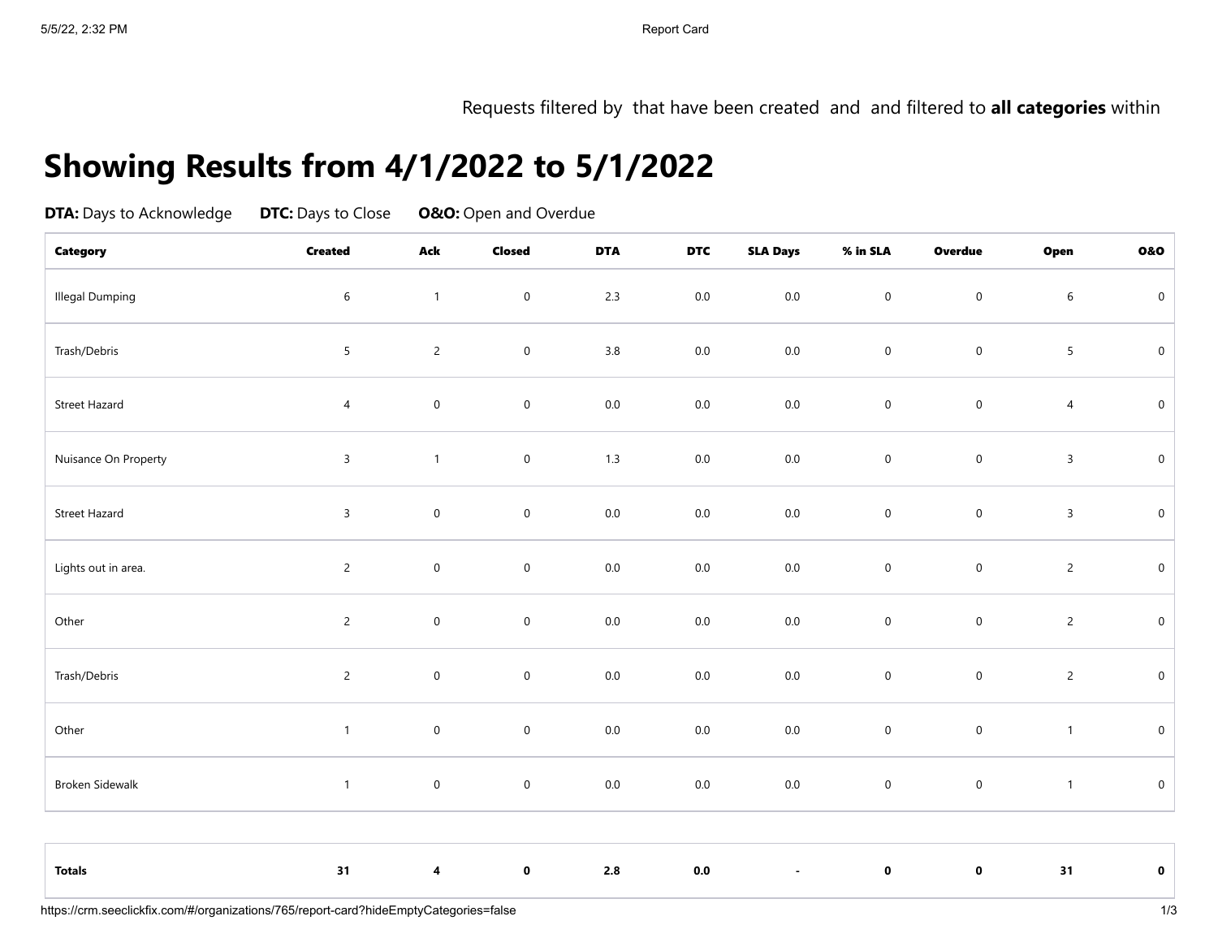Requests filtered by that have been created and and filtered to **all categories** within

# Showing Results from 4/1/2022 to 5/1/2022

**DTA:** Days to Acknowledge **DTC:** Days to Close **O&O:** Open and Overdue

| Category | Created | Ack | Closed | DTA | DTC | SLA Days | % in SLA | Overdue | Open | O&O |
|---|---|---|---|---|---|---|---|---|---|---|
| Illegal Dumping | 6 | 1 | 0 | 2.3 | 0.0 | 0.0 | 0 | 0 | 6 | 0 |
| Trash/Debris | 5 | 2 | 0 | 3.8 | 0.0 | 0.0 | 0 | 0 | 5 | 0 |
| Street Hazard | 4 | 0 | 0 | 0.0 | 0.0 | 0.0 | 0 | 0 | 4 | 0 |
| Nuisance On Property | 3 | 1 | 0 | 1.3 | 0.0 | 0.0 | 0 | 0 | 3 | 0 |
| Street Hazard | 3 | 0 | 0 | 0.0 | 0.0 | 0.0 | 0 | 0 | 3 | 0 |
| Lights out in area. | 2 | 0 | 0 | 0.0 | 0.0 | 0.0 | 0 | 0 | 2 | 0 |
| Other | 2 | 0 | 0 | 0.0 | 0.0 | 0.0 | 0 | 0 | 2 | 0 |
| Trash/Debris | 2 | 0 | 0 | 0.0 | 0.0 | 0.0 | 0 | 0 | 2 | 0 |
| Other | 1 | 0 | 0 | 0.0 | 0.0 | 0.0 | 0 | 0 | 1 | 0 |
| Broken Sidewalk | 1 | 0 | 0 | 0.0 | 0.0 | 0.0 | 0 | 0 | 1 | 0 |
| **Totals** | **31** | **4** | **0** | **2.8** | **0.0** | **-** | **0** | **0** | **31** | **0** |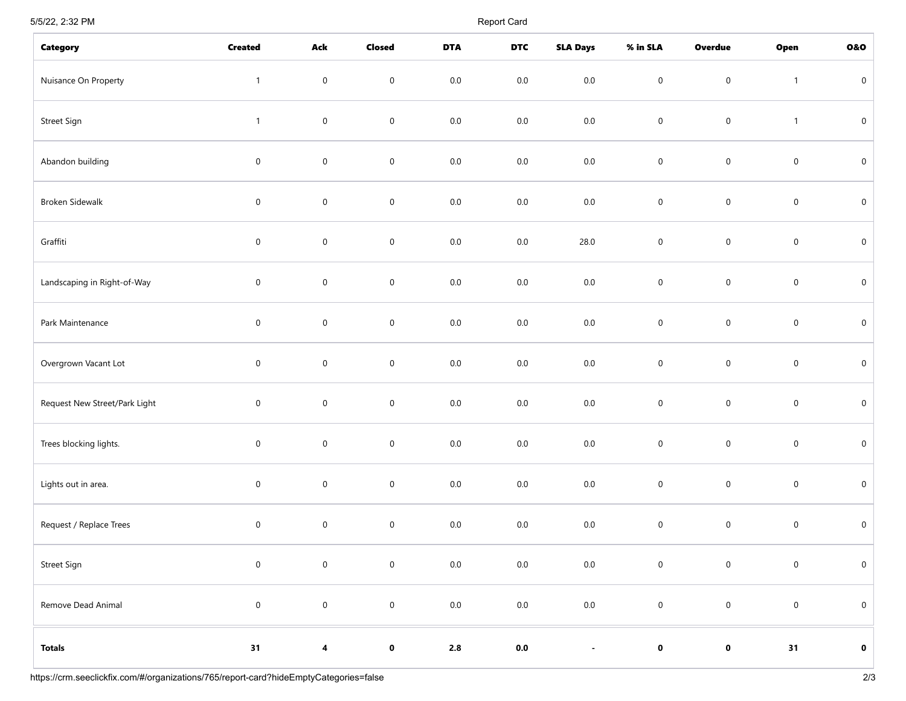| Category | Created | Ack | Closed | DTA | DTC | SLA Days | % in SLA | Overdue | Open | O&O |
|---|---|---|---|---|---|---|---|---|---|---|
| Nuisance On Property | 1 | 0 | 0 | 0.0 | 0.0 | 0.0 | 0 | 0 | 1 | 0 |
| Street Sign | 1 | 0 | 0 | 0.0 | 0.0 | 0.0 | 0 | 0 | 1 | 0 |
| Abandon building | 0 | 0 | 0 | 0.0 | 0.0 | 0.0 | 0 | 0 | 0 | 0 |
| Broken Sidewalk | 0 | 0 | 0 | 0.0 | 0.0 | 0.0 | 0 | 0 | 0 | 0 |
| Graffiti | 0 | 0 | 0 | 0.0 | 0.0 | 28.0 | 0 | 0 | 0 | 0 |
| Landscaping in Right-of-Way | 0 | 0 | 0 | 0.0 | 0.0 | 0.0 | 0 | 0 | 0 | 0 |
| Park Maintenance | 0 | 0 | 0 | 0.0 | 0.0 | 0.0 | 0 | 0 | 0 | 0 |
| Overgrown Vacant Lot | 0 | 0 | 0 | 0.0 | 0.0 | 0.0 | 0 | 0 | 0 | 0 |
| Request New Street/Park Light | 0 | 0 | 0 | 0.0 | 0.0 | 0.0 | 0 | 0 | 0 | 0 |
| Trees blocking lights. | 0 | 0 | 0 | 0.0 | 0.0 | 0.0 | 0 | 0 | 0 | 0 |
| Lights out in area. | 0 | 0 | 0 | 0.0 | 0.0 | 0.0 | 0 | 0 | 0 | 0 |
| Request / Replace Trees | 0 | 0 | 0 | 0.0 | 0.0 | 0.0 | 0 | 0 | 0 | 0 |
| Street Sign | 0 | 0 | 0 | 0.0 | 0.0 | 0.0 | 0 | 0 | 0 | 0 |
| Remove Dead Animal | 0 | 0 | 0 | 0.0 | 0.0 | 0.0 | 0 | 0 | 0 | 0 |
| **Totals** | **31** | **4** | **0** | **2.8** | **0.0** | **-** | **0** | **0** | **31** | **0** |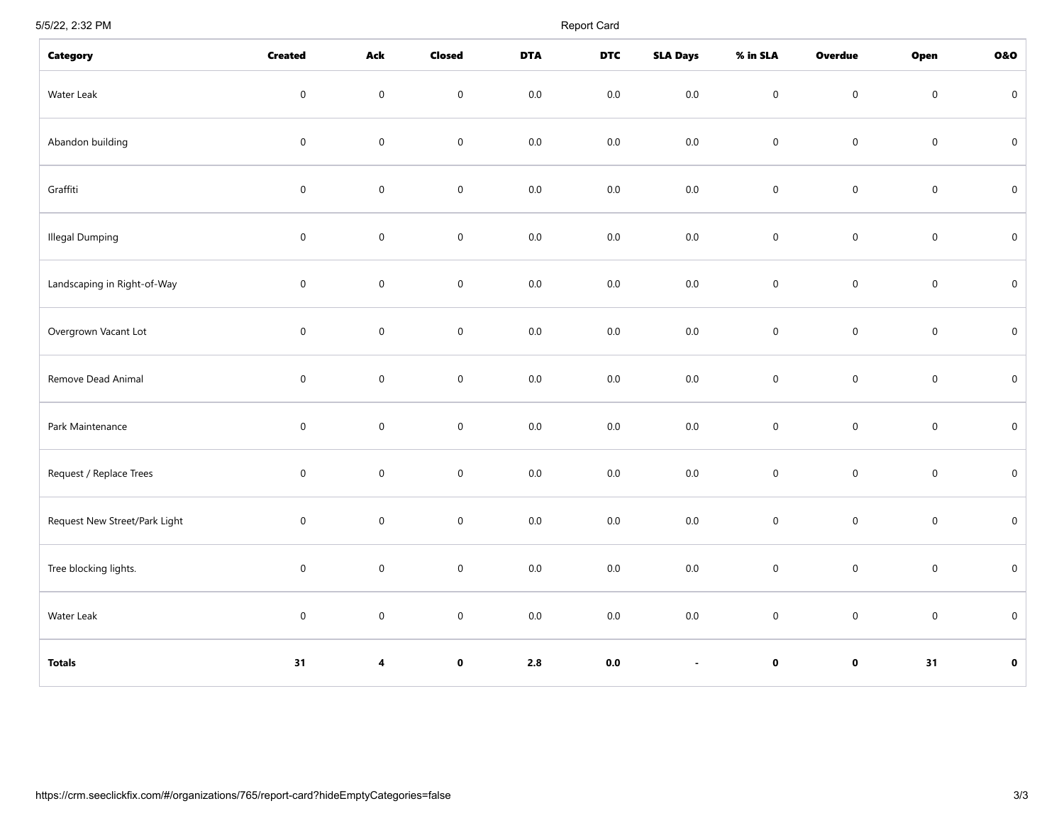| Category | Created | Ack | Closed | DTA | DTC | SLA Days | % in SLA | Overdue | Open | O&O |
|---|---|---|---|---|---|---|---|---|---|---|
| Water Leak | 0 | 0 | 0 | 0.0 | 0.0 | 0.0 | 0 | 0 | 0 | 0 |
| Abandon building | 0 | 0 | 0 | 0.0 | 0.0 | 0.0 | 0 | 0 | 0 | 0 |
| Graffiti | 0 | 0 | 0 | 0.0 | 0.0 | 0.0 | 0 | 0 | 0 | 0 |
| Illegal Dumping | 0 | 0 | 0 | 0.0 | 0.0 | 0.0 | 0 | 0 | 0 | 0 |
| Landscaping in Right-of-Way | 0 | 0 | 0 | 0.0 | 0.0 | 0.0 | 0 | 0 | 0 | 0 |
| Overgrown Vacant Lot | 0 | 0 | 0 | 0.0 | 0.0 | 0.0 | 0 | 0 | 0 | 0 |
| Remove Dead Animal | 0 | 0 | 0 | 0.0 | 0.0 | 0.0 | 0 | 0 | 0 | 0 |
| Park Maintenance | 0 | 0 | 0 | 0.0 | 0.0 | 0.0 | 0 | 0 | 0 | 0 |
| Request / Replace Trees | 0 | 0 | 0 | 0.0 | 0.0 | 0.0 | 0 | 0 | 0 | 0 |
| Request New Street/Park Light | 0 | 0 | 0 | 0.0 | 0.0 | 0.0 | 0 | 0 | 0 | 0 |
| Tree blocking lights. | 0 | 0 | 0 | 0.0 | 0.0 | 0.0 | 0 | 0 | 0 | 0 |
| Water Leak | 0 | 0 | 0 | 0.0 | 0.0 | 0.0 | 0 | 0 | 0 | 0 |
| **Totals** | **31** | **4** | **0** | **2.8** | **0.0** | **-** | **0** | **0** | **31** | **0** |